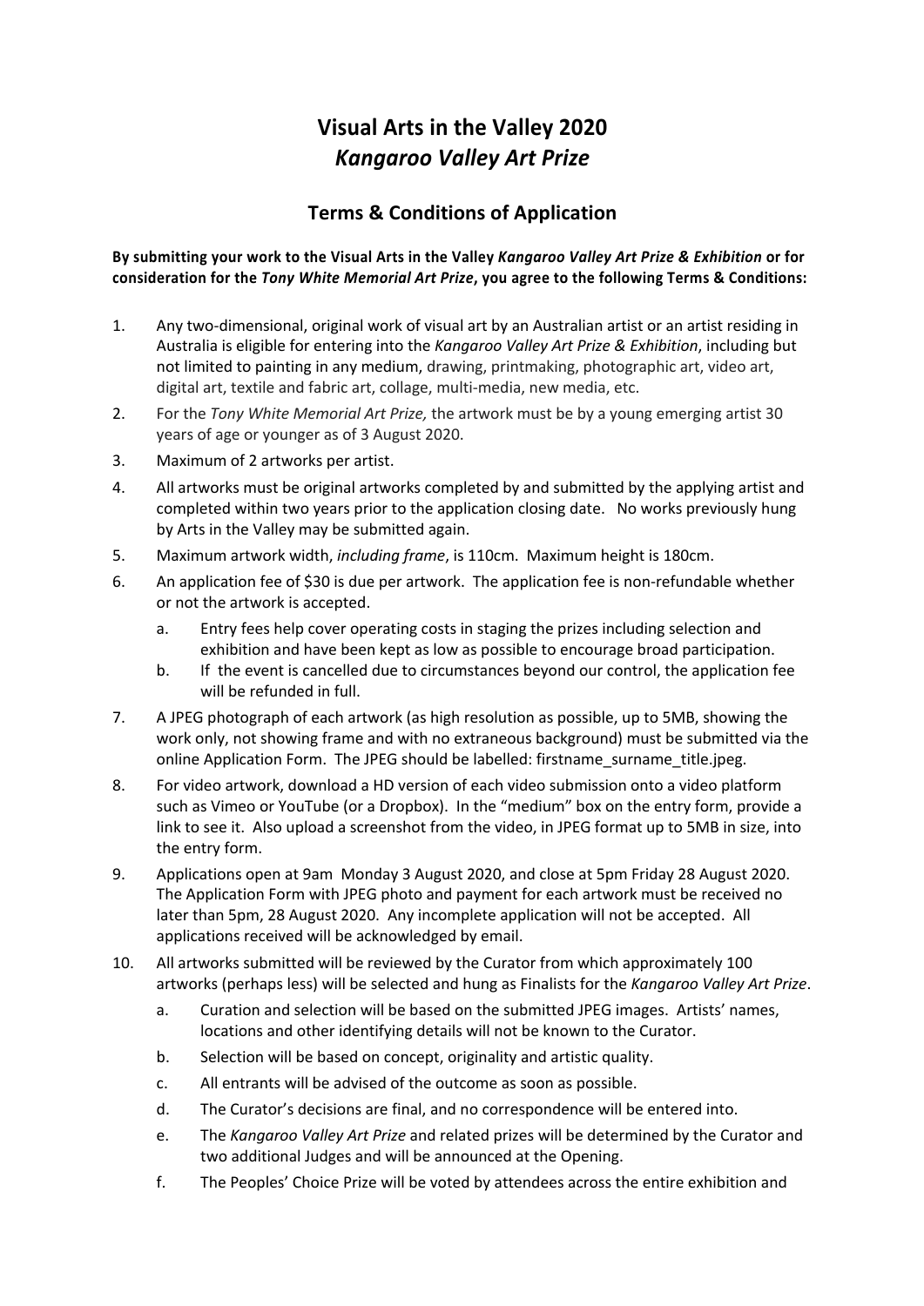# Visual Arts in the Valley 2020
# *Kangaroo Valley Art Prize*

## Terms & Conditions of Application

**By submitting your work to the Visual Arts in the Valley *Kangaroo Valley Art Prize & Exhibition* or for consideration for the *Tony White Memorial Art Prize*, you agree to the following Terms & Conditions:**

1. Any two-dimensional, original work of visual art by an Australian artist or an artist residing in Australia is eligible for entering into the *Kangaroo Valley Art Prize & Exhibition*, including but not limited to painting in any medium, drawing, printmaking, photographic art, video art, digital art, textile and fabric art, collage, multi-media, new media, etc.
2. For the *Tony White Memorial Art Prize,* the artwork must be by a young emerging artist 30 years of age or younger as of 3 August 2020.
3. Maximum of 2 artworks per artist.
4. All artworks must be original artworks completed by and submitted by the applying artist and completed within two years prior to the application closing date. No works previously hung by Arts in the Valley may be submitted again.
5. Maximum artwork width, *including frame*, is 110cm. Maximum height is 180cm.
6. An application fee of $30 is due per artwork. The application fee is non-refundable whether or not the artwork is accepted.
   a. Entry fees help cover operating costs in staging the prizes including selection and exhibition and have been kept as low as possible to encourage broad participation.
   b. If the event is cancelled due to circumstances beyond our control, the application fee will be refunded in full.
7. A JPEG photograph of each artwork (as high resolution as possible, up to 5MB, showing the work only, not showing frame and with no extraneous background) must be submitted via the online Application Form. The JPEG should be labelled: firstname_surname_title.jpeg.
8. For video artwork, download a HD version of each video submission onto a video platform such as Vimeo or YouTube (or a Dropbox). In the "medium" box on the entry form, provide a link to see it. Also upload a screenshot from the video, in JPEG format up to 5MB in size, into the entry form.
9. Applications open at 9am Monday 3 August 2020, and close at 5pm Friday 28 August 2020. The Application Form with JPEG photo and payment for each artwork must be received no later than 5pm, 28 August 2020. Any incomplete application will not be accepted. All applications received will be acknowledged by email.
10. All artworks submitted will be reviewed by the Curator from which approximately 100 artworks (perhaps less) will be selected and hung as Finalists for the *Kangaroo Valley Art Prize*.
    a. Curation and selection will be based on the submitted JPEG images. Artists' names, locations and other identifying details will not be known to the Curator.
    b. Selection will be based on concept, originality and artistic quality.
    c. All entrants will be advised of the outcome as soon as possible.
    d. The Curator's decisions are final, and no correspondence will be entered into.
    e. The *Kangaroo Valley Art Prize* and related prizes will be determined by the Curator and two additional Judges and will be announced at the Opening.
    f. The Peoples' Choice Prize will be voted by attendees across the entire exhibition and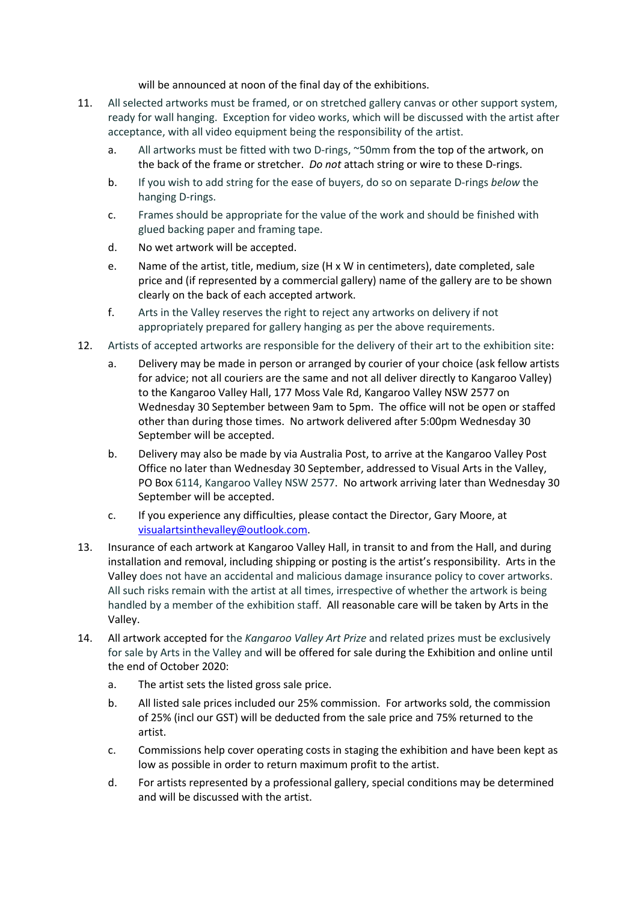will be announced at noon of the final day of the exhibitions.

11. All selected artworks must be framed, or on stretched gallery canvas or other support system, ready for wall hanging. Exception for video works, which will be discussed with the artist after acceptance, with all video equipment being the responsibility of the artist.
    a. All artworks must be fitted with two D-rings, ~50mm from the top of the artwork, on the back of the frame or stretcher. *Do not* attach string or wire to these D-rings.
    b. If you wish to add string for the ease of buyers, do so on separate D-rings *below* the hanging D-rings.
    c. Frames should be appropriate for the value of the work and should be finished with glued backing paper and framing tape.
    d. No wet artwork will be accepted.
    e. Name of the artist, title, medium, size (H x W in centimeters), date completed, sale price and (if represented by a commercial gallery) name of the gallery are to be shown clearly on the back of each accepted artwork.
    f. Arts in the Valley reserves the right to reject any artworks on delivery if not appropriately prepared for gallery hanging as per the above requirements.

12. Artists of accepted artworks are responsible for the delivery of their art to the exhibition site:
    a. Delivery may be made in person or arranged by courier of your choice (ask fellow artists for advice; not all couriers are the same and not all deliver directly to Kangaroo Valley) to the Kangaroo Valley Hall, 177 Moss Vale Rd, Kangaroo Valley NSW 2577 on Wednesday 30 September between 9am to 5pm. The office will not be open or staffed other than during those times. No artwork delivered after 5:00pm Wednesday 30 September will be accepted.
    b. Delivery may also be made by via Australia Post, to arrive at the Kangaroo Valley Post Office no later than Wednesday 30 September, addressed to Visual Arts in the Valley, PO Box 6114, Kangaroo Valley NSW 2577. No artwork arriving later than Wednesday 30 September will be accepted.
    c. If you experience any difficulties, please contact the Director, Gary Moore, at visualartsinthevalley@outlook.com.

13. Insurance of each artwork at Kangaroo Valley Hall, in transit to and from the Hall, and during installation and removal, including shipping or posting is the artist's responsibility. Arts in the Valley does not have an accidental and malicious damage insurance policy to cover artworks. All such risks remain with the artist at all times, irrespective of whether the artwork is being handled by a member of the exhibition staff. All reasonable care will be taken by Arts in the Valley.

14. All artwork accepted for the *Kangaroo Valley Art Prize* and related prizes must be exclusively for sale by Arts in the Valley and will be offered for sale during the Exhibition and online until the end of October 2020:
    a. The artist sets the listed gross sale price.
    b. All listed sale prices included our 25% commission. For artworks sold, the commission of 25% (incl our GST) will be deducted from the sale price and 75% returned to the artist.
    c. Commissions help cover operating costs in staging the exhibition and have been kept as low as possible in order to return maximum profit to the artist.
    d. For artists represented by a professional gallery, special conditions may be determined and will be discussed with the artist.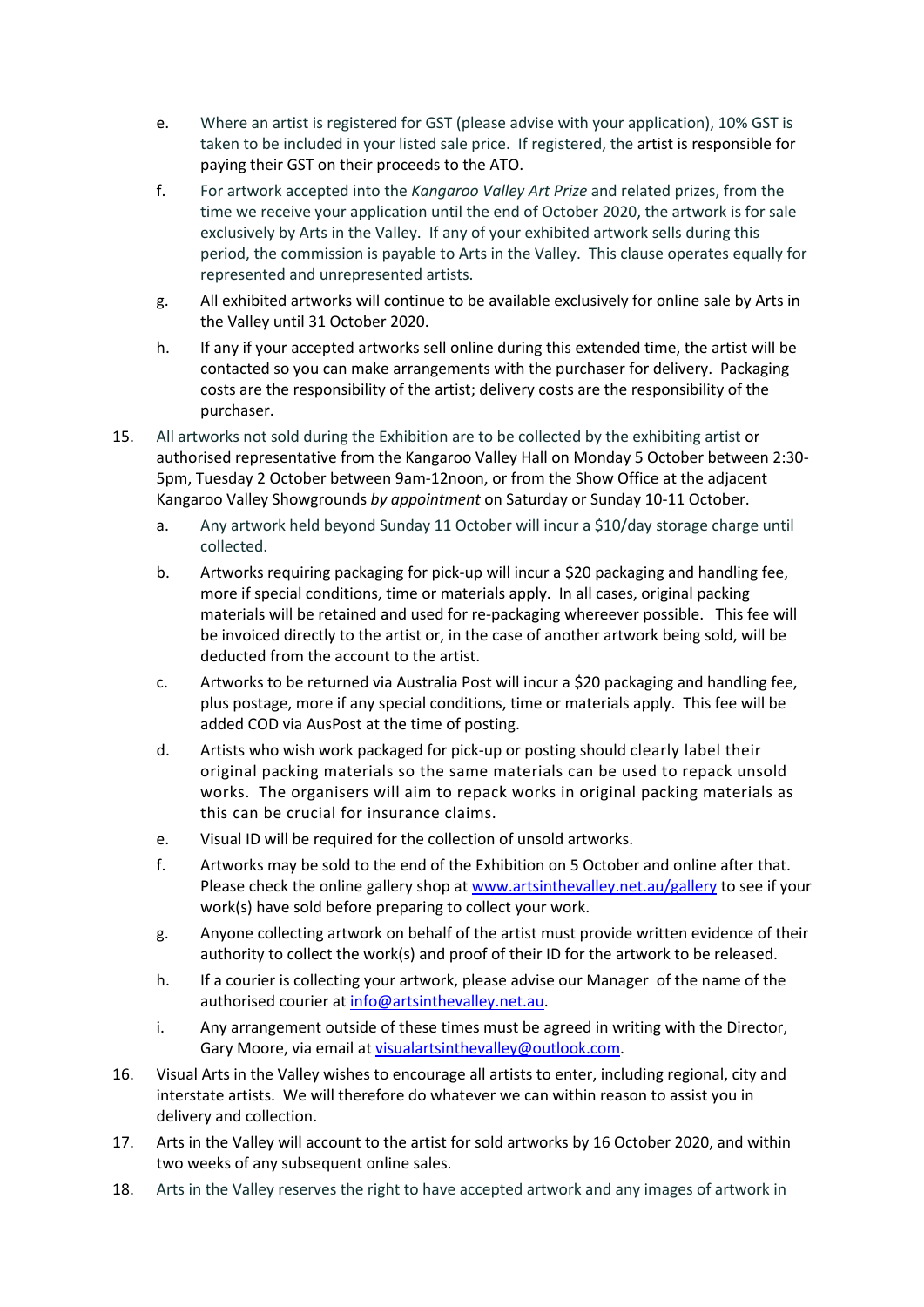e. Where an artist is registered for GST (please advise with your application), 10% GST is taken to be included in your listed sale price. If registered, the artist is responsible for paying their GST on their proceeds to the ATO.

f. For artwork accepted into the *Kangaroo Valley Art Prize* and related prizes, from the time we receive your application until the end of October 2020, the artwork is for sale exclusively by Arts in the Valley. If any of your exhibited artwork sells during this period, the commission is payable to Arts in the Valley. This clause operates equally for represented and unrepresented artists.

g. All exhibited artworks will continue to be available exclusively for online sale by Arts in the Valley until 31 October 2020.

h. If any if your accepted artworks sell online during this extended time, the artist will be contacted so you can make arrangements with the purchaser for delivery. Packaging costs are the responsibility of the artist; delivery costs are the responsibility of the purchaser.

15. All artworks not sold during the Exhibition are to be collected by the exhibiting artist or authorised representative from the Kangaroo Valley Hall on Monday 5 October between 2:30-5pm, Tuesday 2 October between 9am-12noon, or from the Show Office at the adjacent Kangaroo Valley Showgrounds *by appointment* on Saturday or Sunday 10-11 October.

    a. Any artwork held beyond Sunday 11 October will incur a $10/day storage charge until collected.

    b. Artworks requiring packaging for pick-up will incur a $20 packaging and handling fee, more if special conditions, time or materials apply. In all cases, original packing materials will be retained and used for re-packaging whereever possible. This fee will be invoiced directly to the artist or, in the case of another artwork being sold, will be deducted from the account to the artist.

    c. Artworks to be returned via Australia Post will incur a $20 packaging and handling fee, plus postage, more if any special conditions, time or materials apply. This fee will be added COD via AusPost at the time of posting.

    d. Artists who wish work packaged for pick-up or posting should clearly label their original packing materials so the same materials can be used to repack unsold works. The organisers will aim to repack works in original packing materials as this can be crucial for insurance claims.

    e. Visual ID will be required for the collection of unsold artworks.

    f. Artworks may be sold to the end of the Exhibition on 5 October and online after that. Please check the online gallery shop at [www.artsinthevalley.net.au/gallery](www.artsinthevalley.net.au/gallery) to see if your work(s) have sold before preparing to collect your work.

    g. Anyone collecting artwork on behalf of the artist must provide written evidence of their authority to collect the work(s) and proof of their ID for the artwork to be released.

    h. If a courier is collecting your artwork, please advise our Manager of the name of the authorised courier at [info@artsinthevalley.net.au](mailto:info@artsinthevalley.net.au).

    i. Any arrangement outside of these times must be agreed in writing with the Director, Gary Moore, via email at [visualartsinthevalley@outlook.com](mailto:visualartsinthevalley@outlook.com).

16. Visual Arts in the Valley wishes to encourage all artists to enter, including regional, city and interstate artists. We will therefore do whatever we can within reason to assist you in delivery and collection.

17. Arts in the Valley will account to the artist for sold artworks by 16 October 2020, and within two weeks of any subsequent online sales.

18. Arts in the Valley reserves the right to have accepted artwork and any images of artwork in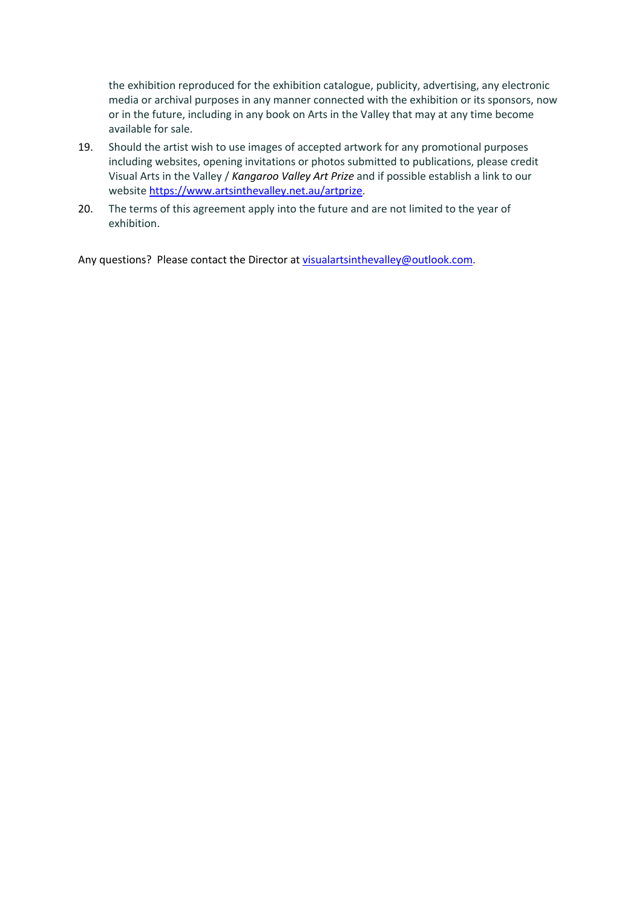the exhibition reproduced for the exhibition catalogue, publicity, advertising, any electronic media or archival purposes in any manner connected with the exhibition or its sponsors, now or in the future, including in any book on Arts in the Valley that may at any time become available for sale.

19. Should the artist wish to use images of accepted artwork for any promotional purposes including websites, opening invitations or photos submitted to publications, please credit Visual Arts in the Valley / *Kangaroo Valley Art Prize* and if possible establish a link to our website https://www.artsinthevalley.net.au/artprize.

20. The terms of this agreement apply into the future and are not limited to the year of exhibition.

Any questions? Please contact the Director at visualartsinthevalley@outlook.com.